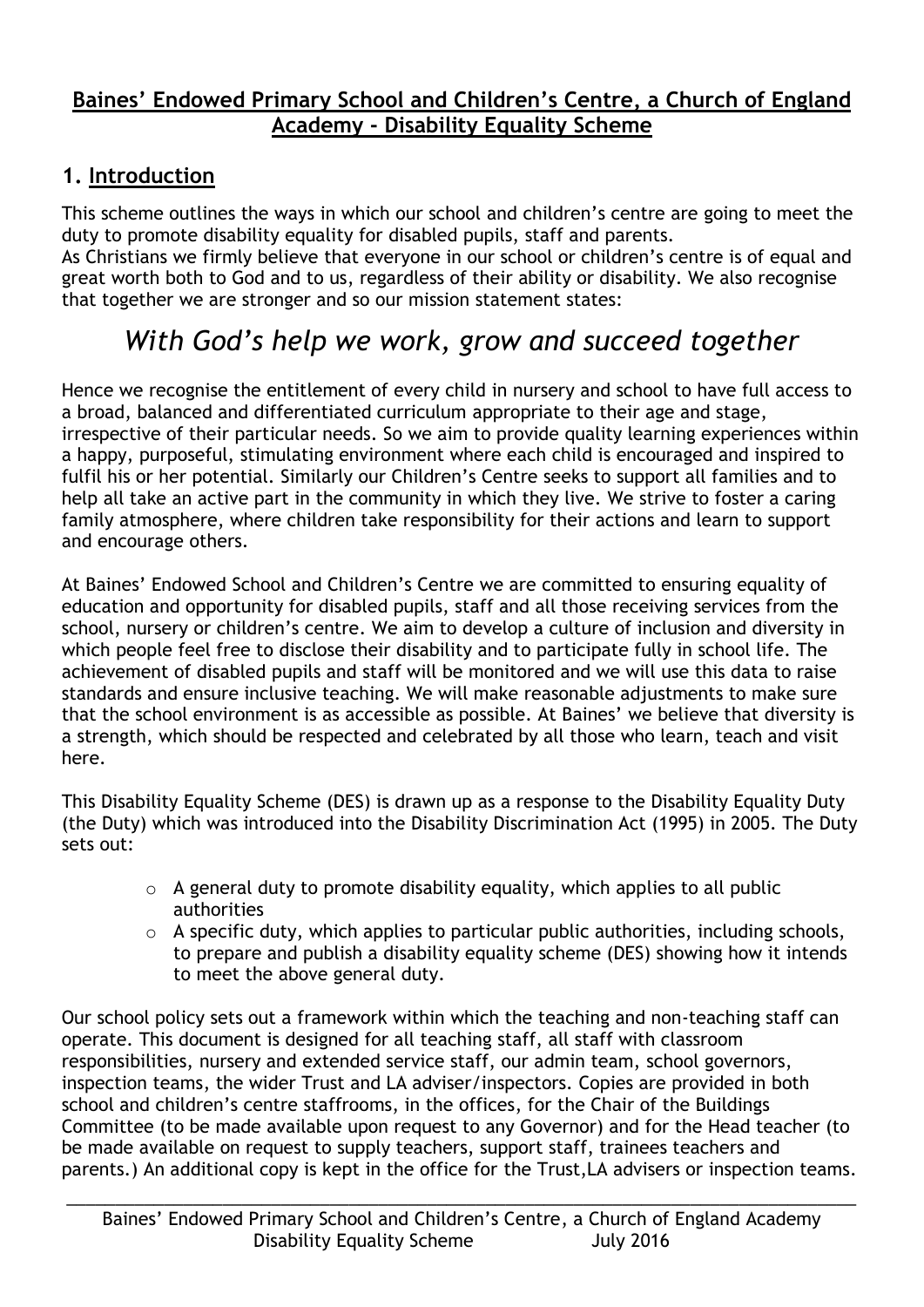# Baines' Endowed Primary School and Children's Centre, a Church of England Academy - Disability Equality Scheme

## 1. Introduction

This scheme outlines the ways in which our school and children's centre are going to meet the duty to promote disability equality for disabled pupils, staff and parents.
As Christians we firmly believe that everyone in our school or children's centre is of equal and great worth both to God and to us, regardless of their ability or disability. We also recognise that together we are stronger and so our mission statement states:

*With God's help we work, grow and succeed together*

Hence we recognise the entitlement of every child in nursery and school to have full access to a broad, balanced and differentiated curriculum appropriate to their age and stage, irrespective of their particular needs. So we aim to provide quality learning experiences within a happy, purposeful, stimulating environment where each child is encouraged and inspired to fulfil his or her potential. Similarly our Children's Centre seeks to support all families and to help all take an active part in the community in which they live. We strive to foster a caring family atmosphere, where children take responsibility for their actions and learn to support and encourage others.

At Baines' Endowed School and Children's Centre we are committed to ensuring equality of education and opportunity for disabled pupils, staff and all those receiving services from the school, nursery or children's centre. We aim to develop a culture of inclusion and diversity in which people feel free to disclose their disability and to participate fully in school life. The achievement of disabled pupils and staff will be monitored and we will use this data to raise standards and ensure inclusive teaching. We will make reasonable adjustments to make sure that the school environment is as accessible as possible. At Baines' we believe that diversity is a strength, which should be respected and celebrated by all those who learn, teach and visit here.

This Disability Equality Scheme (DES) is drawn up as a response to the Disability Equality Duty (the Duty) which was introduced into the Disability Discrimination Act (1995) in 2005. The Duty sets out:

- A general duty to promote disability equality, which applies to all public authorities
- A specific duty, which applies to particular public authorities, including schools, to prepare and publish a disability equality scheme (DES) showing how it intends to meet the above general duty.

Our school policy sets out a framework within which the teaching and non-teaching staff can operate. This document is designed for all teaching staff, all staff with classroom responsibilities, nursery and extended service staff, our admin team, school governors, inspection teams, the wider Trust and LA adviser/inspectors. Copies are provided in both school and children's centre staffrooms, in the offices, for the Chair of the Buildings Committee (to be made available upon request to any Governor) and for the Head teacher (to be made available on request to supply teachers, support staff, trainees teachers and parents.) An additional copy is kept in the office for the Trust,LA advisers or inspection teams.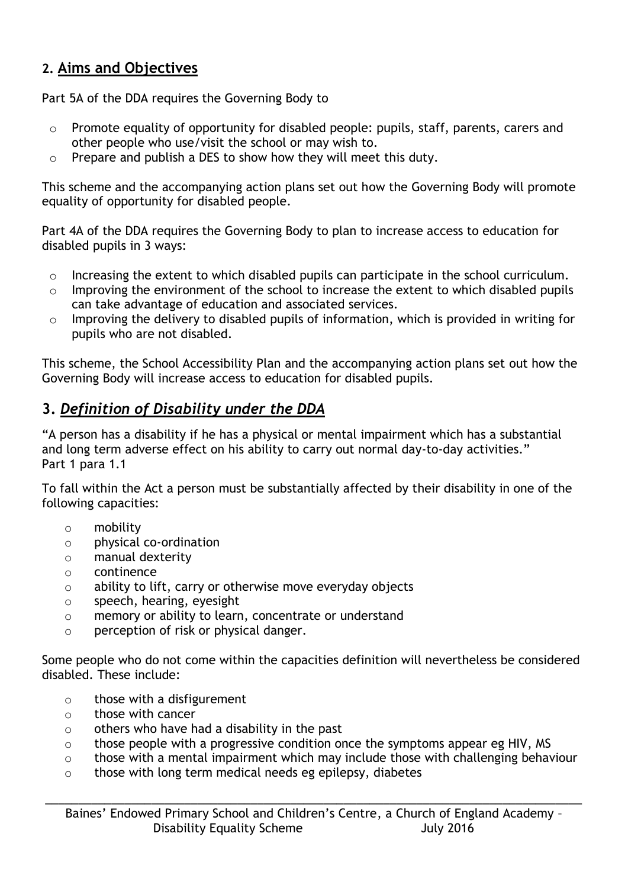## 2. Aims and Objectives

Part 5A of the DDA requires the Governing Body to

- Promote equality of opportunity for disabled people: pupils, staff, parents, carers and other people who use/visit the school or may wish to.
- Prepare and publish a DES to show how they will meet this duty.

This scheme and the accompanying action plans set out how the Governing Body will promote equality of opportunity for disabled people.

Part 4A of the DDA requires the Governing Body to plan to increase access to education for disabled pupils in 3 ways:

- Increasing the extent to which disabled pupils can participate in the school curriculum.
- Improving the environment of the school to increase the extent to which disabled pupils can take advantage of education and associated services.
- Improving the delivery to disabled pupils of information, which is provided in writing for pupils who are not disabled.

This scheme, the School Accessibility Plan and the accompanying action plans set out how the Governing Body will increase access to education for disabled pupils.

## 3. *Definition of Disability under the DDA*

"A person has a disability if he has a physical or mental impairment which has a substantial and long term adverse effect on his ability to carry out normal day-to-day activities."
Part 1 para 1.1

To fall within the Act a person must be substantially affected by their disability in one of the following capacities:

- mobility
- physical co-ordination
- manual dexterity
- continence
- ability to lift, carry or otherwise move everyday objects
- speech, hearing, eyesight
- memory or ability to learn, concentrate or understand
- perception of risk or physical danger.

Some people who do not come within the capacities definition will nevertheless be considered disabled. These include:

- those with a disfigurement
- those with cancer
- others who have had a disability in the past
- those people with a progressive condition once the symptoms appear eg HIV, MS
- those with a mental impairment which may include those with challenging behaviour
- those with long term medical needs eg epilepsy, diabetes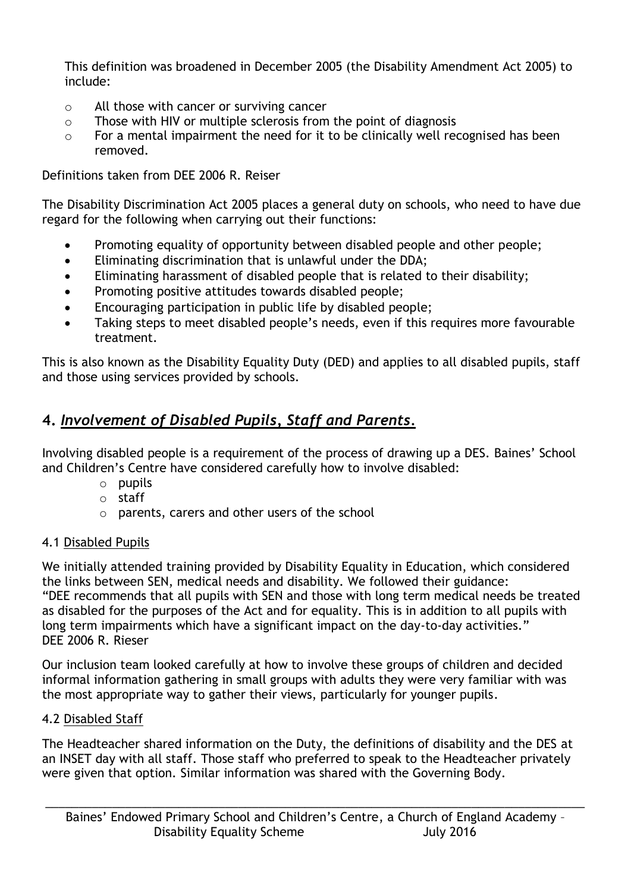This definition was broadened in December 2005 (the Disability Amendment Act 2005) to include:

- All those with cancer or surviving cancer
- Those with HIV or multiple sclerosis from the point of diagnosis
- For a mental impairment the need for it to be clinically well recognised has been removed.

Definitions taken from DEE 2006 R. Reiser

The Disability Discrimination Act 2005 places a general duty on schools, who need to have due regard for the following when carrying out their functions:

- Promoting equality of opportunity between disabled people and other people;
- Eliminating discrimination that is unlawful under the DDA;
- Eliminating harassment of disabled people that is related to their disability;
- Promoting positive attitudes towards disabled people;
- Encouraging participation in public life by disabled people;
- Taking steps to meet disabled people's needs, even if this requires more favourable treatment.

This is also known as the Disability Equality Duty (DED) and applies to all disabled pupils, staff and those using services provided by schools.

## 4. *Involvement of Disabled Pupils, Staff and Parents.*

Involving disabled people is a requirement of the process of drawing up a DES. Baines' School and Children's Centre have considered carefully how to involve disabled:

- pupils
- staff
- parents, carers and other users of the school

### 4.1 Disabled Pupils

We initially attended training provided by Disability Equality in Education, which considered the links between SEN, medical needs and disability. We followed their guidance:
"DEE recommends that all pupils with SEN and those with long term medical needs be treated as disabled for the purposes of the Act and for equality. This is in addition to all pupils with long term impairments which have a significant impact on the day-to-day activities."
DEE 2006 R. Rieser

Our inclusion team looked carefully at how to involve these groups of children and decided informal information gathering in small groups with adults they were very familiar with was the most appropriate way to gather their views, particularly for younger pupils.

### 4.2 Disabled Staff

The Headteacher shared information on the Duty, the definitions of disability and the DES at an INSET day with all staff. Those staff who preferred to speak to the Headteacher privately were given that option. Similar information was shared with the Governing Body.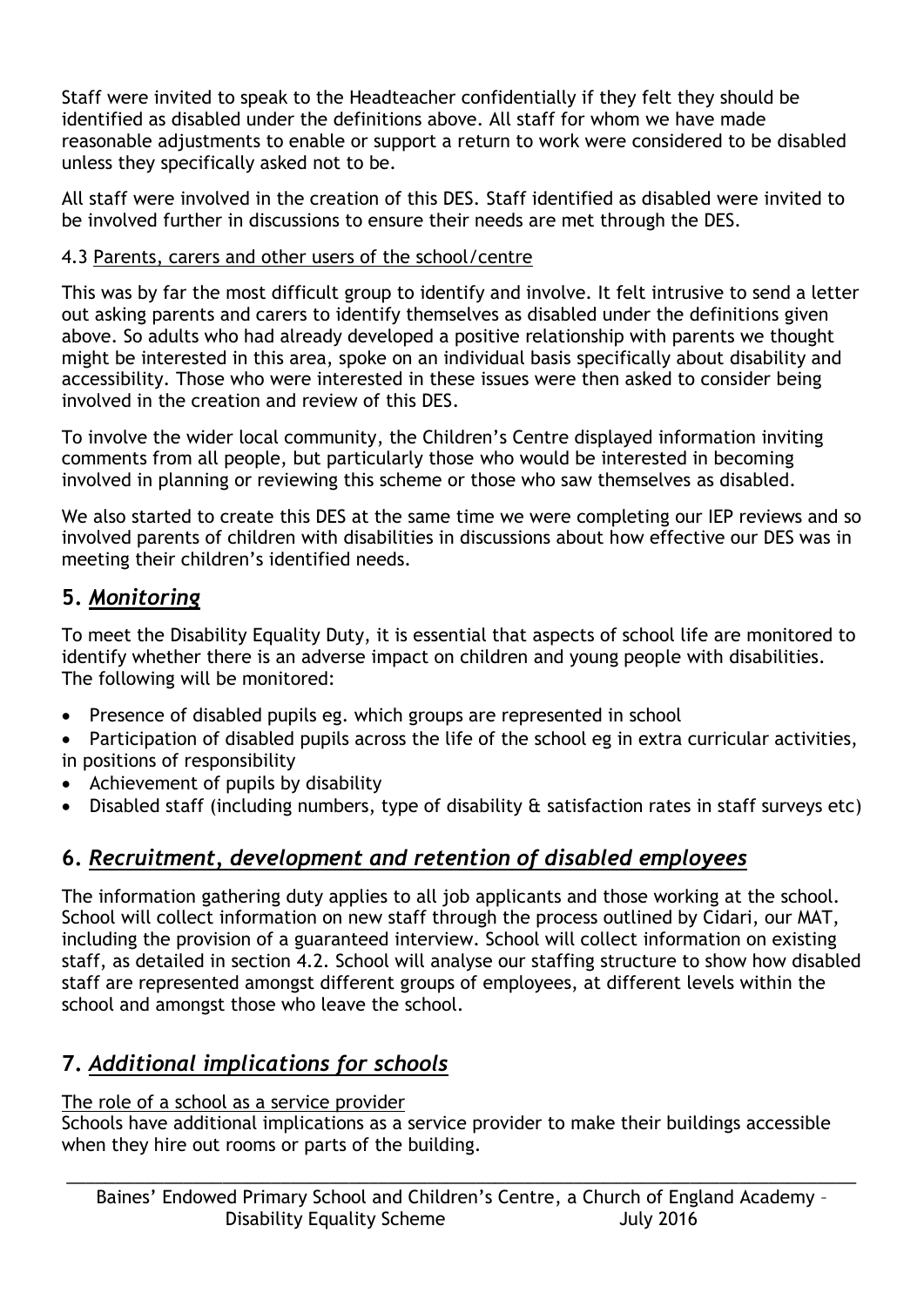Staff were invited to speak to the Headteacher confidentially if they felt they should be identified as disabled under the definitions above. All staff for whom we have made reasonable adjustments to enable or support a return to work were considered to be disabled unless they specifically asked not to be.

All staff were involved in the creation of this DES. Staff identified as disabled were invited to be involved further in discussions to ensure their needs are met through the DES.

4.3 Parents, carers and other users of the school/centre

This was by far the most difficult group to identify and involve. It felt intrusive to send a letter out asking parents and carers to identify themselves as disabled under the definitions given above. So adults who had already developed a positive relationship with parents we thought might be interested in this area, spoke on an individual basis specifically about disability and accessibility. Those who were interested in these issues were then asked to consider being involved in the creation and review of this DES.

To involve the wider local community, the Children's Centre displayed information inviting comments from all people, but particularly those who would be interested in becoming involved in planning or reviewing this scheme or those who saw themselves as disabled.

We also started to create this DES at the same time we were completing our IEP reviews and so involved parents of children with disabilities in discussions about how effective our DES was in meeting their children's identified needs.

## 5. *Monitoring*

To meet the Disability Equality Duty, it is essential that aspects of school life are monitored to identify whether there is an adverse impact on children and young people with disabilities. The following will be monitored:

- Presence of disabled pupils eg. which groups are represented in school
- Participation of disabled pupils across the life of the school eg in extra curricular activities, in positions of responsibility
- Achievement of pupils by disability
- Disabled staff (including numbers, type of disability & satisfaction rates in staff surveys etc)

## 6. *Recruitment, development and retention of disabled employees*

The information gathering duty applies to all job applicants and those working at the school. School will collect information on new staff through the process outlined by Cidari, our MAT, including the provision of a guaranteed interview. School will collect information on existing staff, as detailed in section 4.2. School will analyse our staffing structure to show how disabled staff are represented amongst different groups of employees, at different levels within the school and amongst those who leave the school.

## 7. *Additional implications for schools*

The role of a school as a service provider

Schools have additional implications as a service provider to make their buildings accessible when they hire out rooms or parts of the building.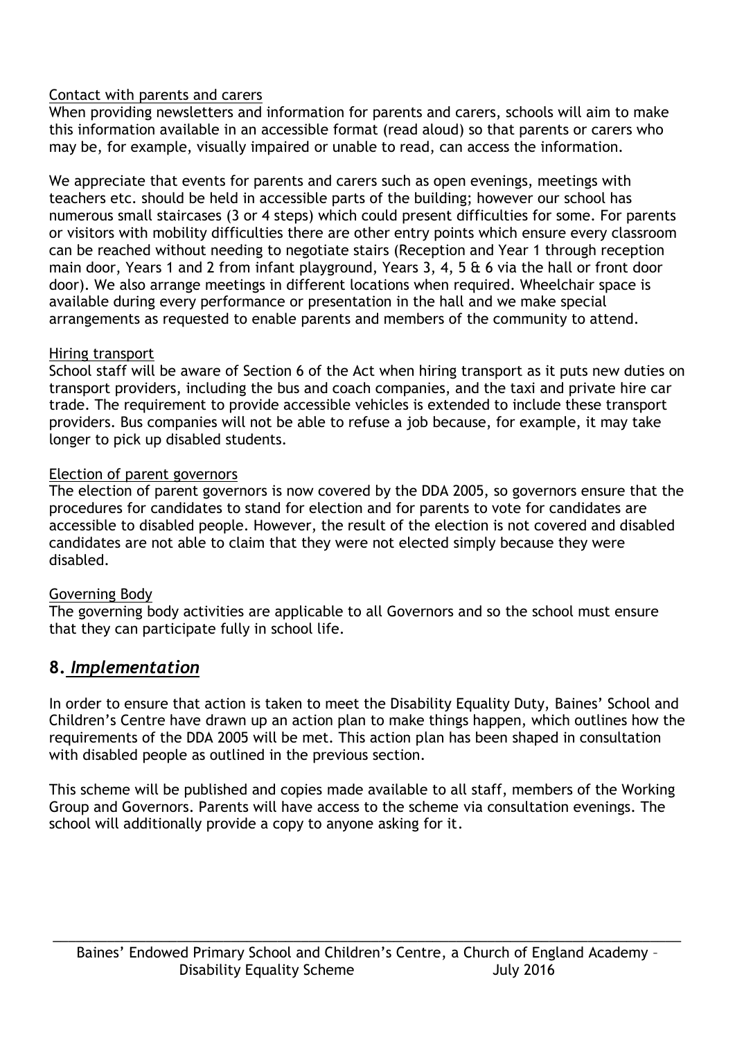Contact with parents and carers

When providing newsletters and information for parents and carers, schools will aim to make this information available in an accessible format (read aloud) so that parents or carers who may be, for example, visually impaired or unable to read, can access the information.

We appreciate that events for parents and carers such as open evenings, meetings with teachers etc. should be held in accessible parts of the building; however our school has numerous small staircases (3 or 4 steps) which could present difficulties for some. For parents or visitors with mobility difficulties there are other entry points which ensure every classroom can be reached without needing to negotiate stairs (Reception and Year 1 through reception main door, Years 1 and 2 from infant playground, Years 3, 4, 5 & 6 via the hall or front door door). We also arrange meetings in different locations when required. Wheelchair space is available during every performance or presentation in the hall and we make special arrangements as requested to enable parents and members of the community to attend.

Hiring transport

School staff will be aware of Section 6 of the Act when hiring transport as it puts new duties on transport providers, including the bus and coach companies, and the taxi and private hire car trade. The requirement to provide accessible vehicles is extended to include these transport providers. Bus companies will not be able to refuse a job because, for example, it may take longer to pick up disabled students.

Election of parent governors

The election of parent governors is now covered by the DDA 2005, so governors ensure that the procedures for candidates to stand for election and for parents to vote for candidates are accessible to disabled people. However, the result of the election is not covered and disabled candidates are not able to claim that they were not elected simply because they were disabled.

Governing Body

The governing body activities are applicable to all Governors and so the school must ensure that they can participate fully in school life.

## 8. *Implementation*

In order to ensure that action is taken to meet the Disability Equality Duty, Baines' School and Children's Centre have drawn up an action plan to make things happen, which outlines how the requirements of the DDA 2005 will be met. This action plan has been shaped in consultation with disabled people as outlined in the previous section.

This scheme will be published and copies made available to all staff, members of the Working Group and Governors. Parents will have access to the scheme via consultation evenings. The school will additionally provide a copy to anyone asking for it.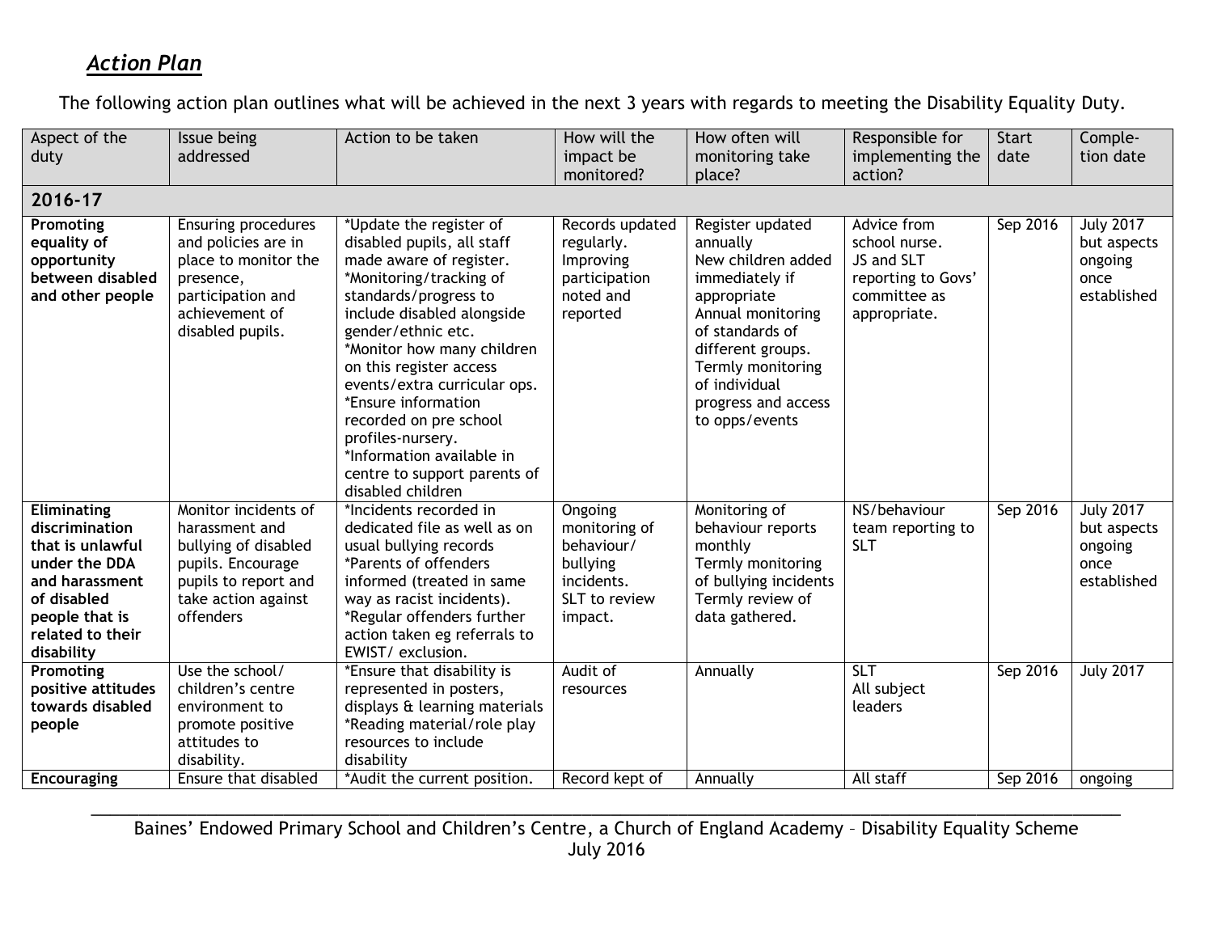## *Action Plan*

The following action plan outlines what will be achieved in the next 3 years with regards to meeting the Disability Equality Duty.

| Aspect of the duty | Issue being addressed | Action to be taken | How will the impact be monitored? | How often will monitoring take place? | Responsible for implementing the action? | Start date | Comple-tion date |
|---|---|---|---|---|---|---|---|
| **2016-17** | | | | | | | |
| **Promoting equality of opportunity between disabled and other people** | Ensuring procedures and policies are in place to monitor the presence, participation and achievement of disabled pupils. | *Update the register of disabled pupils, all staff made aware of register.<br>*Monitoring/tracking of standards/progress to include disabled alongside gender/ethnic etc.<br>*Monitor how many children on this register access events/extra curricular ops.<br>*Ensure information recorded on pre school profiles-nursery.<br>*Information available in centre to support parents of disabled children | Records updated regularly. Improving participation noted and reported | Register updated annually<br>New children added immediately if appropriate<br>Annual monitoring of standards of different groups.<br>Termly monitoring of individual progress and access to opps/events | Advice from school nurse.<br>JS and SLT reporting to Govs' committee as appropriate. | Sep 2016 | July 2017 but aspects ongoing once established |
| **Eliminating discrimination that is unlawful under the DDA and harassment of disabled people that is related to their disability** | Monitor incidents of harassment and bullying of disabled pupils. Encourage pupils to report and take action against offenders | *Incidents recorded in dedicated file as well as on usual bullying records<br>*Parents of offenders informed (treated in same way as racist incidents).<br>*Regular offenders further action taken eg referrals to EWIST/ exclusion. | Ongoing monitoring of behaviour/ bullying incidents.<br>SLT to review impact. | Monitoring of behaviour reports monthly<br>Termly monitoring of bullying incidents<br>Termly review of data gathered. | NS/behaviour team reporting to SLT | Sep 2016 | July 2017 but aspects ongoing once established |
| **Promoting positive attitudes towards disabled people** | Use the school/ children's centre environment to promote positive attitudes to disability. | *Ensure that disability is represented in posters, displays & learning materials<br>*Reading material/role play resources to include disability | Audit of resources | Annually | SLT<br>All subject leaders | Sep 2016 | July 2017 |
| **Encouraging** | Ensure that disabled | *Audit the current position. | Record kept of | Annually | All staff | Sep 2016 | ongoing |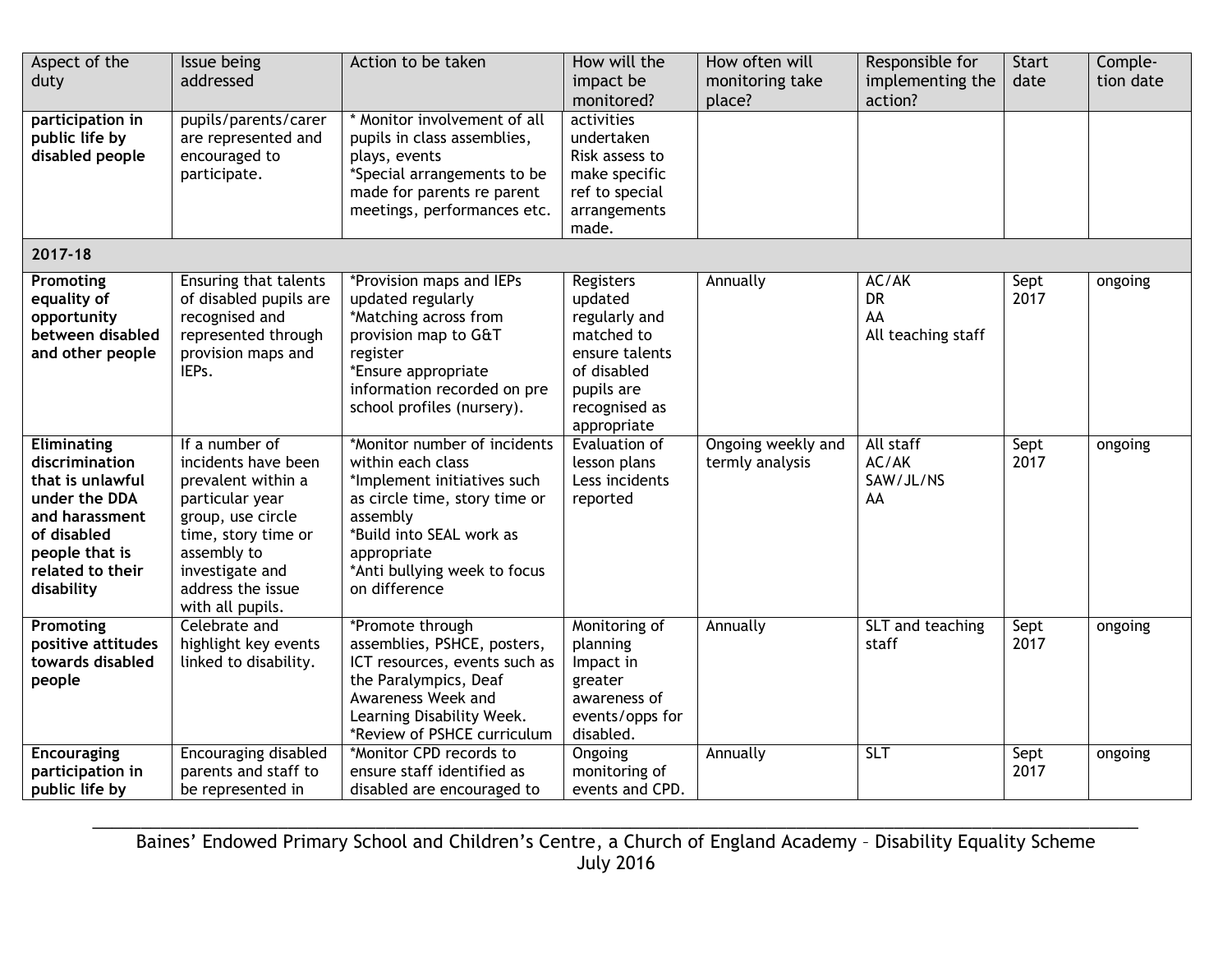| Aspect of the duty | Issue being addressed | Action to be taken | How will the impact be monitored? | How often will monitoring take place? | Responsible for implementing the action? | Start date | Comple-tion date |
|---|---|---|---|---|---|---|---|
| **participation in public life by disabled people** | pupils/parents/carer are represented and encouraged to participate. | * Monitor involvement of all pupils in class assemblies, plays, events<br>*Special arrangements to be made for parents re parent meetings, performances etc. | activities undertaken<br>Risk assess to make specific ref to special arrangements made. | | | | |
| **2017-18** | | | | | | | |
| **Promoting equality of opportunity between disabled and other people** | Ensuring that talents of disabled pupils are recognised and represented through provision maps and IEPs. | *Provision maps and IEPs updated regularly<br>*Matching across from provision map to G&T register<br>*Ensure appropriate information recorded on pre school profiles (nursery). | Registers updated regularly and matched to ensure talents of disabled pupils are recognised as appropriate | Annually | AC/AK<br>DR<br>AA<br>All teaching staff | Sept 2017 | ongoing |
| **Eliminating discrimination that is unlawful under the DDA and harassment of disabled people that is related to their disability** | If a number of incidents have been prevalent within a particular year group, use circle time, story time or assembly to investigate and address the issue with all pupils. | *Monitor number of incidents within each class<br>*Implement initiatives such as circle time, story time or assembly<br>*Build into SEAL work as appropriate<br>*Anti bullying week to focus on difference | Evaluation of lesson plans<br>Less incidents reported | Ongoing weekly and termly analysis | All staff<br>AC/AK<br>SAW/JL/NS<br>AA | Sept 2017 | ongoing |
| **Promoting positive attitudes towards disabled people** | Celebrate and highlight key events linked to disability. | *Promote through assemblies, PSHCE, posters, ICT resources, events such as the Paralympics, Deaf Awareness Week and Learning Disability Week.<br>*Review of PSHCE curriculum | Monitoring of planning<br>Impact in greater awareness of events/opps for disabled. | Annually | SLT and teaching staff | Sept 2017 | ongoing |
| **Encouraging participation in public life by** | Encouraging disabled parents and staff to be represented in | *Monitor CPD records to ensure staff identified as disabled are encouraged to | Ongoing monitoring of events and CPD. | Annually | SLT | Sept 2017 | ongoing |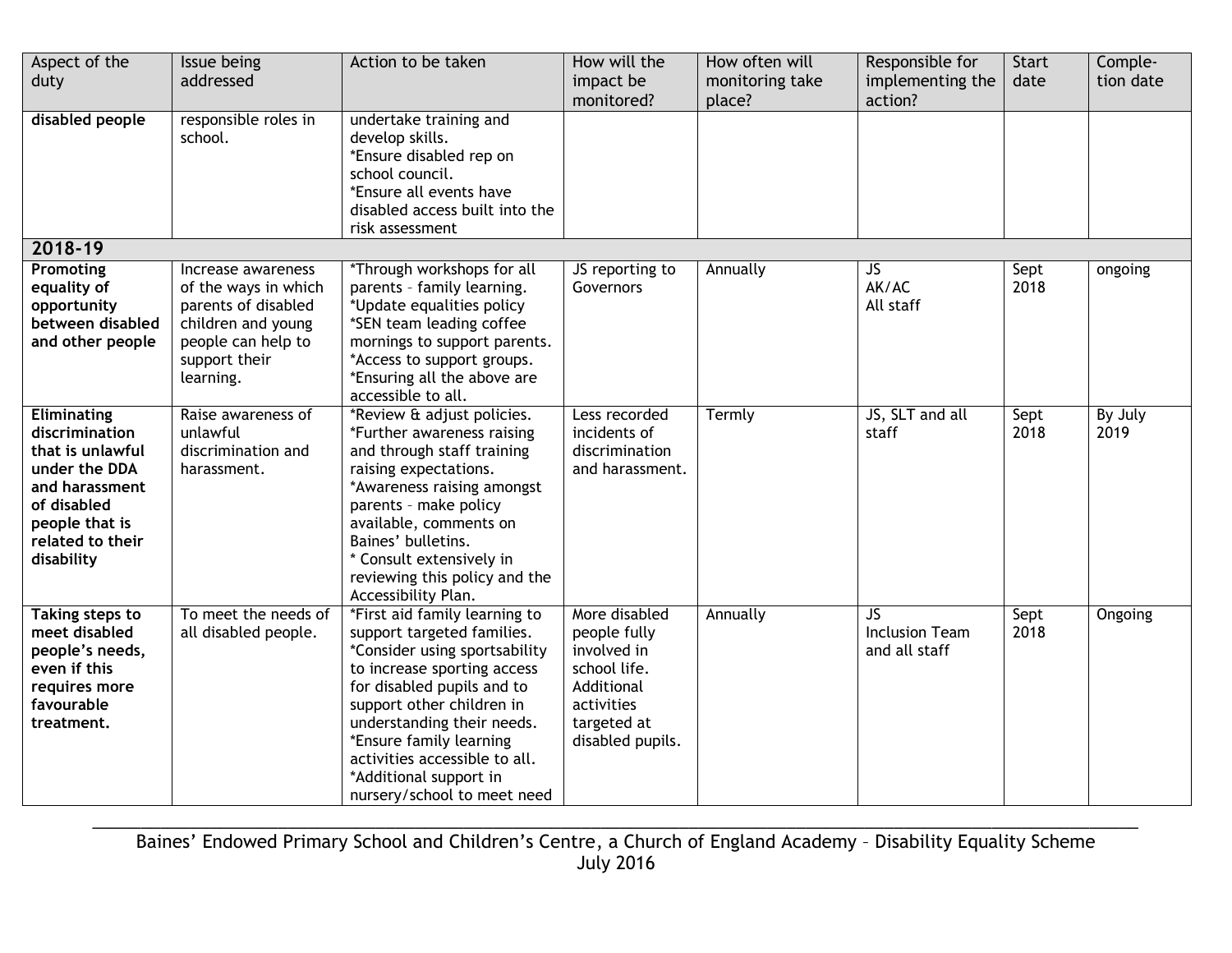| Aspect of the duty | Issue being addressed | Action to be taken | How will the impact be monitored? | How often will monitoring take place? | Responsible for implementing the action? | Start date | Comple-tion date |
|---|---|---|---|---|---|---|---|
| **disabled people** | responsible roles in school. | undertake training and develop skills.<br>*Ensure disabled rep on school council.<br>*Ensure all events have disabled access built into the risk assessment | | | | | |
| **2018-19** | | | | | | | |
| **Promoting equality of opportunity between disabled and other people** | Increase awareness of the ways in which parents of disabled children and young people can help to support their learning. | *Through workshops for all parents – family learning.<br>*Update equalities policy<br>*SEN team leading coffee mornings to support parents.<br>*Access to support groups.<br>*Ensuring all the above are accessible to all. | JS reporting to Governors | Annually | JS<br>AK/AC<br>All staff | Sept 2018 | ongoing |
| **Eliminating discrimination that is unlawful under the DDA and harassment of disabled people that is related to their disability** | Raise awareness of unlawful discrimination and harassment. | *Review & adjust policies.<br>*Further awareness raising and through staff training raising expectations.<br>*Awareness raising amongst parents – make policy available, comments on Baines' bulletins.<br>* Consult extensively in reviewing this policy and the Accessibility Plan. | Less recorded incidents of discrimination and harassment. | Termly | JS, SLT and all staff | Sept 2018 | By July 2019 |
| **Taking steps to meet disabled people's needs, even if this requires more favourable treatment.** | To meet the needs of all disabled people. | *First aid family learning to support targeted families.<br>*Consider using sportsability to increase sporting access for disabled pupils and to support other children in understanding their needs.<br>*Ensure family learning activities accessible to all.<br>*Additional support in nursery/school to meet need | More disabled people fully involved in school life. Additional activities targeted at disabled pupils. | Annually | JS<br>Inclusion Team and all staff | Sept 2018 | Ongoing |

Baines' Endowed Primary School and Children's Centre, a Church of England Academy – Disability Equality Scheme
July 2016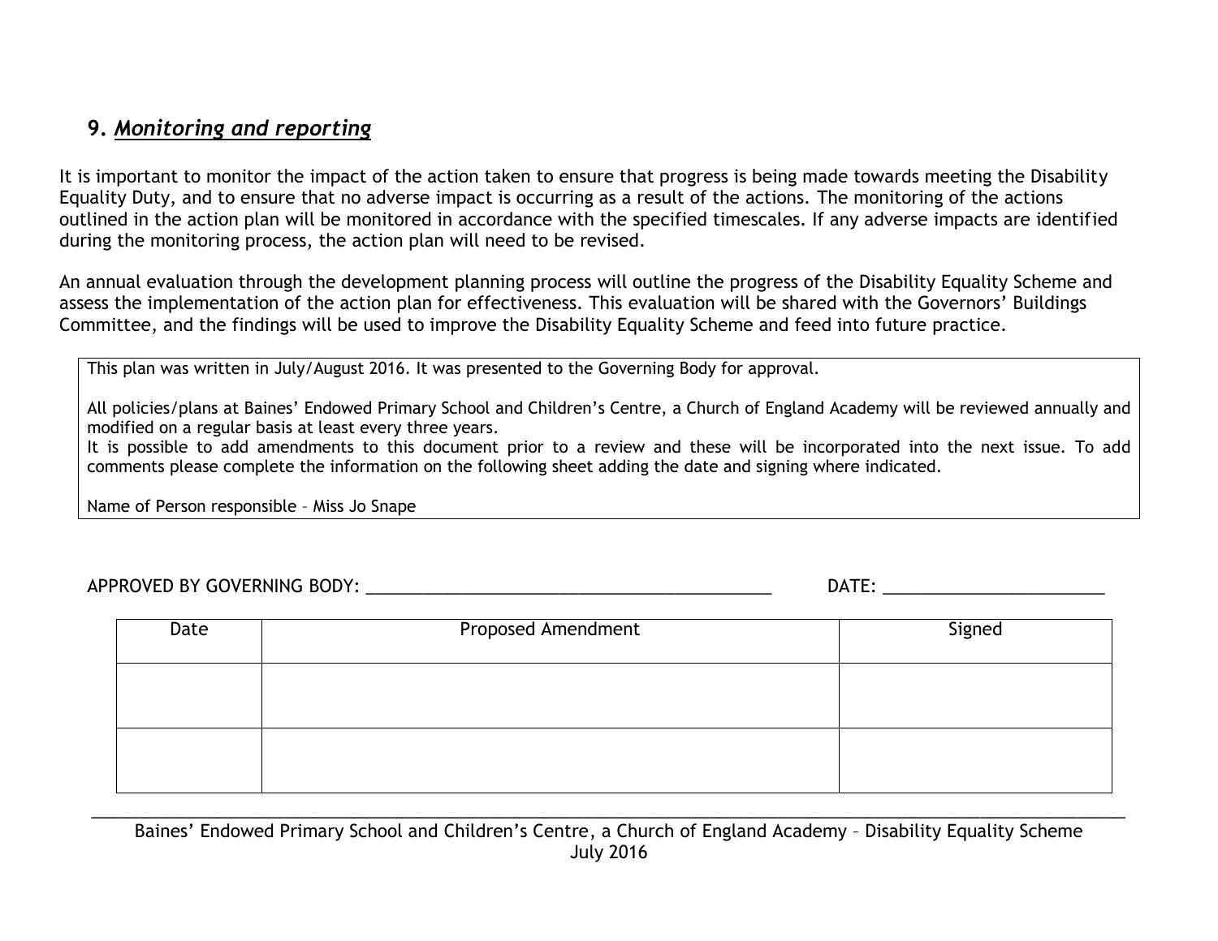## 9. *Monitoring and reporting*

It is important to monitor the impact of the action taken to ensure that progress is being made towards meeting the Disability Equality Duty, and to ensure that no adverse impact is occurring as a result of the actions. The monitoring of the actions outlined in the action plan will be monitored in accordance with the specified timescales. If any adverse impacts are identified during the monitoring process, the action plan will need to be revised.

An annual evaluation through the development planning process will outline the progress of the Disability Equality Scheme and assess the implementation of the action plan for effectiveness. This evaluation will be shared with the Governors' Buildings Committee, and the findings will be used to improve the Disability Equality Scheme and feed into future practice.

This plan was written in July/August 2016. It was presented to the Governing Body for approval.

All policies/plans at Baines' Endowed Primary School and Children's Centre, a Church of England Academy will be reviewed annually and modified on a regular basis at least every three years.
It is possible to add amendments to this document prior to a review and these will be incorporated into the next issue. To add comments please complete the information on the following sheet adding the date and signing where indicated.

Name of Person responsible – Miss Jo Snape

APPROVED BY GOVERNING BODY: ____________________________________________ DATE: ________________________

| Date | Proposed Amendment | Signed |
|---|---|---|
| | | |
| | | |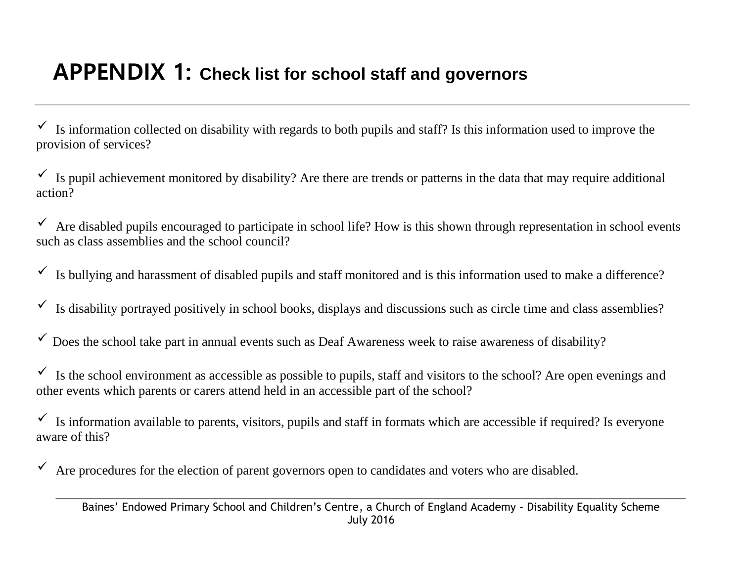# APPENDIX 1: Check list for school staff and governors

- ✓ Is information collected on disability with regards to both pupils and staff? Is this information used to improve the provision of services?

- ✓ Is pupil achievement monitored by disability? Are there are trends or patterns in the data that may require additional action?

- ✓ Are disabled pupils encouraged to participate in school life? How is this shown through representation in school events such as class assemblies and the school council?

- ✓ Is bullying and harassment of disabled pupils and staff monitored and is this information used to make a difference?

- ✓ Is disability portrayed positively in school books, displays and discussions such as circle time and class assemblies?

- ✓ Does the school take part in annual events such as Deaf Awareness week to raise awareness of disability?

- ✓ Is the school environment as accessible as possible to pupils, staff and visitors to the school? Are open evenings and other events which parents or carers attend held in an accessible part of the school?

- ✓ Is information available to parents, visitors, pupils and staff in formats which are accessible if required? Is everyone aware of this?

- ✓ Are procedures for the election of parent governors open to candidates and voters who are disabled.